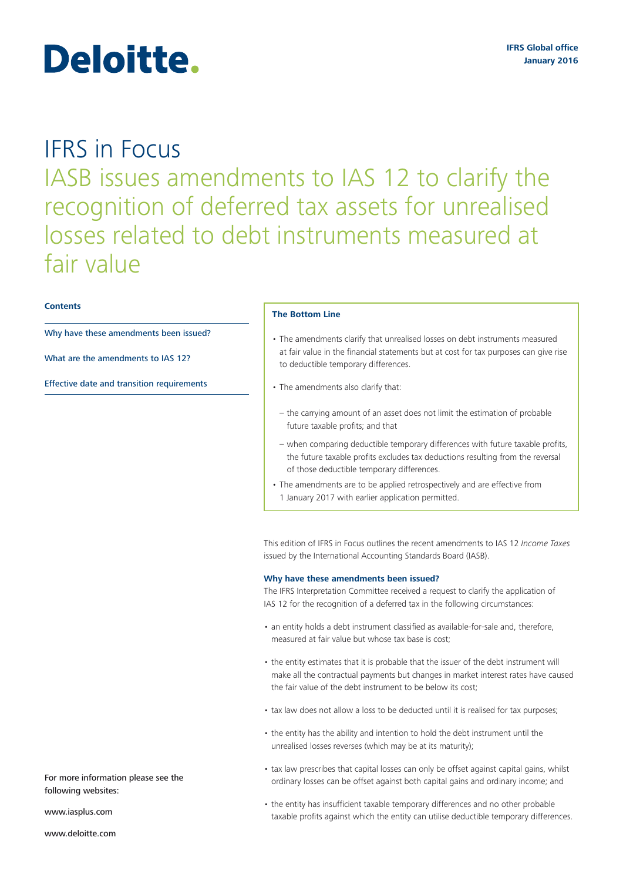Deloitte.

IFRS Global office
January 2016

# IFRS in Focus

## IASB issues amendments to IAS 12 to clarify the recognition of deferred tax assets for unrealised losses related to debt instruments measured at fair value

**Contents**

Why have these amendments been issued?

What are the amendments to IAS 12?

Effective date and transition requirements

**The Bottom Line**

- The amendments clarify that unrealised losses on debt instruments measured at fair value in the financial statements but at cost for tax purposes can give rise to deductible temporary differences.
- The amendments also clarify that:
  - the carrying amount of an asset does not limit the estimation of probable future taxable profits; and that
  - when comparing deductible temporary differences with future taxable profits, the future taxable profits excludes tax deductions resulting from the reversal of those deductible temporary differences.
- The amendments are to be applied retrospectively and are effective from 1 January 2017 with earlier application permitted.

This edition of IFRS in Focus outlines the recent amendments to IAS 12 *Income Taxes* issued by the International Accounting Standards Board (IASB).

### Why have these amendments been issued?

The IFRS Interpretation Committee received a request to clarify the application of IAS 12 for the recognition of a deferred tax in the following circumstances:

- an entity holds a debt instrument classified as available-for-sale and, therefore, measured at fair value but whose tax base is cost;
- the entity estimates that it is probable that the issuer of the debt instrument will make all the contractual payments but changes in market interest rates have caused the fair value of the debt instrument to be below its cost;
- tax law does not allow a loss to be deducted until it is realised for tax purposes;
- the entity has the ability and intention to hold the debt instrument until the unrealised losses reverses (which may be at its maturity);
- tax law prescribes that capital losses can only be offset against capital gains, whilst ordinary losses can be offset against both capital gains and ordinary income; and
- the entity has insufficient taxable temporary differences and no other probable taxable profits against which the entity can utilise deductible temporary differences.

For more information please see the following websites:

www.iasplus.com

www.deloitte.com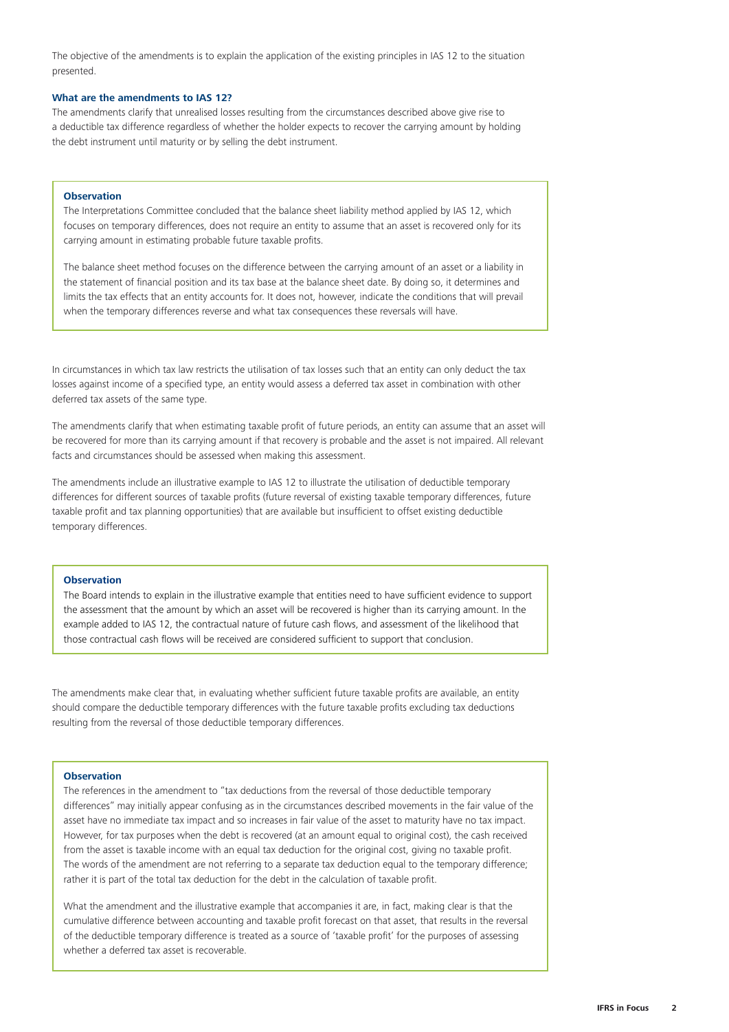The objective of the amendments is to explain the application of the existing principles in IAS 12 to the situation presented.

### What are the amendments to IAS 12?

The amendments clarify that unrealised losses resulting from the circumstances described above give rise to a deductible tax difference regardless of whether the holder expects to recover the carrying amount by holding the debt instrument until maturity or by selling the debt instrument.

> **Observation**
>
> The Interpretations Committee concluded that the balance sheet liability method applied by IAS 12, which focuses on temporary differences, does not require an entity to assume that an asset is recovered only for its carrying amount in estimating probable future taxable profits.
>
> The balance sheet method focuses on the difference between the carrying amount of an asset or a liability in the statement of financial position and its tax base at the balance sheet date. By doing so, it determines and limits the tax effects that an entity accounts for. It does not, however, indicate the conditions that will prevail when the temporary differences reverse and what tax consequences these reversals will have.

In circumstances in which tax law restricts the utilisation of tax losses such that an entity can only deduct the tax losses against income of a specified type, an entity would assess a deferred tax asset in combination with other deferred tax assets of the same type.

The amendments clarify that when estimating taxable profit of future periods, an entity can assume that an asset will be recovered for more than its carrying amount if that recovery is probable and the asset is not impaired. All relevant facts and circumstances should be assessed when making this assessment.

The amendments include an illustrative example to IAS 12 to illustrate the utilisation of deductible temporary differences for different sources of taxable profits (future reversal of existing taxable temporary differences, future taxable profit and tax planning opportunities) that are available but insufficient to offset existing deductible temporary differences.

> **Observation**
>
> The Board intends to explain in the illustrative example that entities need to have sufficient evidence to support the assessment that the amount by which an asset will be recovered is higher than its carrying amount. In the example added to IAS 12, the contractual nature of future cash flows, and assessment of the likelihood that those contractual cash flows will be received are considered sufficient to support that conclusion.

The amendments make clear that, in evaluating whether sufficient future taxable profits are available, an entity should compare the deductible temporary differences with the future taxable profits excluding tax deductions resulting from the reversal of those deductible temporary differences.

> **Observation**
>
> The references in the amendment to "tax deductions from the reversal of those deductible temporary differences" may initially appear confusing as in the circumstances described movements in the fair value of the asset have no immediate tax impact and so increases in fair value of the asset to maturity have no tax impact. However, for tax purposes when the debt is recovered (at an amount equal to original cost), the cash received from the asset is taxable income with an equal tax deduction for the original cost, giving no taxable profit. The words of the amendment are not referring to a separate tax deduction equal to the temporary difference; rather it is part of the total tax deduction for the debt in the calculation of taxable profit.
>
> What the amendment and the illustrative example that accompanies it are, in fact, making clear is that the cumulative difference between accounting and taxable profit forecast on that asset, that results in the reversal of the deductible temporary difference is treated as a source of 'taxable profit' for the purposes of assessing whether a deferred tax asset is recoverable.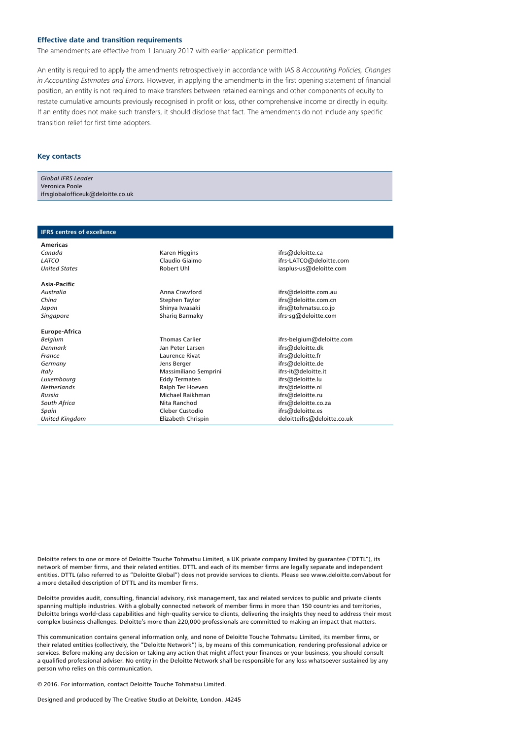### Effective date and transition requirements

The amendments are effective from 1 January 2017 with earlier application permitted.

An entity is required to apply the amendments retrospectively in accordance with IAS 8 *Accounting Policies, Changes in Accounting Estimates and Errors.* However, in applying the amendments in the first opening statement of financial position, an entity is not required to make transfers between retained earnings and other components of equity to restate cumulative amounts previously recognised in profit or loss, other comprehensive income or directly in equity. If an entity does not make such transfers, it should disclose that fact. The amendments do not include any specific transition relief for first time adopters.

### Key contacts

*Global IFRS Leader*
Veronica Poole
ifrsglobalofficeuk@deloitte.co.uk

| IFRS centres of excellence | | |
|---|---|---|
| **Americas** | | |
| *Canada* | Karen Higgins | ifrs@deloitte.ca |
| *LATCO* | Claudio Giaimo | ifrs-LATCO@deloitte.com |
| *United States* | Robert Uhl | iasplus-us@deloitte.com |
| **Asia-Pacific** | | |
| *Australia* | Anna Crawford | ifrs@deloitte.com.au |
| *China* | Stephen Taylor | ifrs@deloitte.com.cn |
| *Japan* | Shinya Iwasaki | ifrs@tohmatsu.co.jp |
| *Singapore* | Shariq Barmaky | ifrs-sg@deloitte.com |
| **Europe-Africa** | | |
| *Belgium* | Thomas Carlier | ifrs-belgium@deloitte.com |
| *Denmark* | Jan Peter Larsen | ifrs@deloitte.dk |
| *France* | Laurence Rivat | ifrs@deloitte.fr |
| *Germany* | Jens Berger | ifrs@deloitte.de |
| *Italy* | Massimiliano Semprini | ifrs-it@deloitte.it |
| *Luxembourg* | Eddy Termaten | ifrs@deloitte.lu |
| *Netherlands* | Ralph Ter Hoeven | ifrs@deloitte.nl |
| *Russia* | Michael Raikhman | ifrs@deloitte.ru |
| *South Africa* | Nita Ranchod | ifrs@deloitte.co.za |
| *Spain* | Cleber Custodio | ifrs@deloitte.es |
| *United Kingdom* | Elizabeth Chrispin | deloitteifrs@deloitte.co.uk |

Deloitte refers to one or more of Deloitte Touche Tohmatsu Limited, a UK private company limited by guarantee ("DTTL"), its network of member firms, and their related entities. DTTL and each of its member firms are legally separate and independent entities. DTTL (also referred to as "Deloitte Global") does not provide services to clients. Please see www.deloitte.com/about for a more detailed description of DTTL and its member firms.

Deloitte provides audit, consulting, financial advisory, risk management, tax and related services to public and private clients spanning multiple industries. With a globally connected network of member firms in more than 150 countries and territories, Deloitte brings world-class capabilities and high-quality service to clients, delivering the insights they need to address their most complex business challenges. Deloitte's more than 220,000 professionals are committed to making an impact that matters.

This communication contains general information only, and none of Deloitte Touche Tohmatsu Limited, its member firms, or their related entities (collectively, the "Deloitte Network") is, by means of this communication, rendering professional advice or services. Before making any decision or taking any action that might affect your finances or your business, you should consult a qualified professional adviser. No entity in the Deloitte Network shall be responsible for any loss whatsoever sustained by any person who relies on this communication.

© 2016. For information, contact Deloitte Touche Tohmatsu Limited.

Designed and produced by The Creative Studio at Deloitte, London. J4245